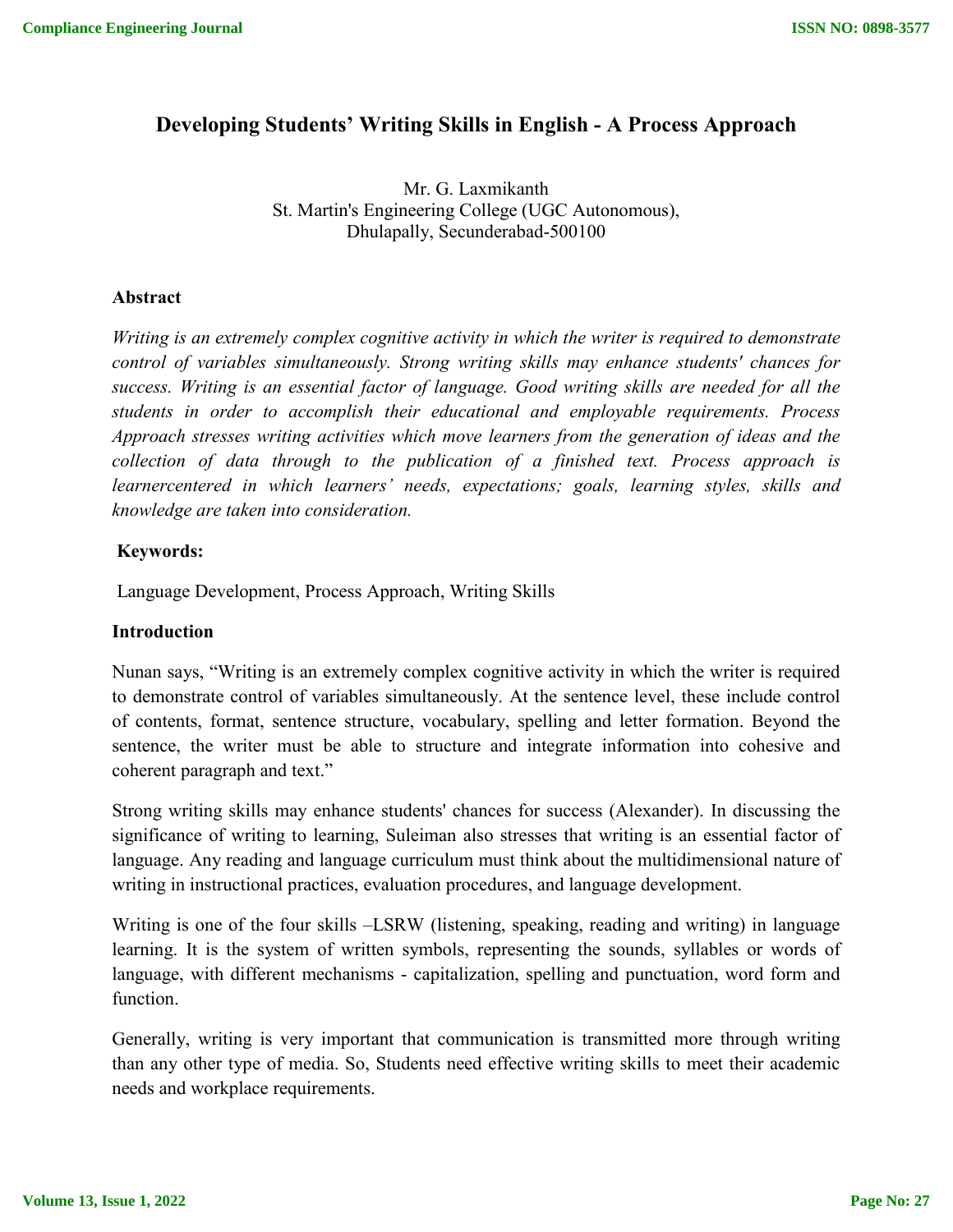# Developing Students' Writing Skills in English - A Process Approach

Mr. G. Laxmikanth
St. Martin's Engineering College (UGC Autonomous),
Dhulapally, Secunderabad-500100

## Abstract

*Writing is an extremely complex cognitive activity in which the writer is required to demonstrate control of variables simultaneously. Strong writing skills may enhance students' chances for success. Writing is an essential factor of language. Good writing skills are needed for all the students in order to accomplish their educational and employable requirements. Process Approach stresses writing activities which move learners from the generation of ideas and the collection of data through to the publication of a finished text. Process approach is learnercentered in which learners' needs, expectations; goals, learning styles, skills and knowledge are taken into consideration.*

## Keywords:

Language Development, Process Approach, Writing Skills

## Introduction

Nunan says, "Writing is an extremely complex cognitive activity in which the writer is required to demonstrate control of variables simultaneously. At the sentence level, these include control of contents, format, sentence structure, vocabulary, spelling and letter formation. Beyond the sentence, the writer must be able to structure and integrate information into cohesive and coherent paragraph and text."

Strong writing skills may enhance students' chances for success (Alexander). In discussing the significance of writing to learning, Suleiman also stresses that writing is an essential factor of language. Any reading and language curriculum must think about the multidimensional nature of writing in instructional practices, evaluation procedures, and language development.

Writing is one of the four skills –LSRW (listening, speaking, reading and writing) in language learning. It is the system of written symbols, representing the sounds, syllables or words of language, with different mechanisms - capitalization, spelling and punctuation, word form and function.

Generally, writing is very important that communication is transmitted more through writing than any other type of media. So, Students need effective writing skills to meet their academic needs and workplace requirements.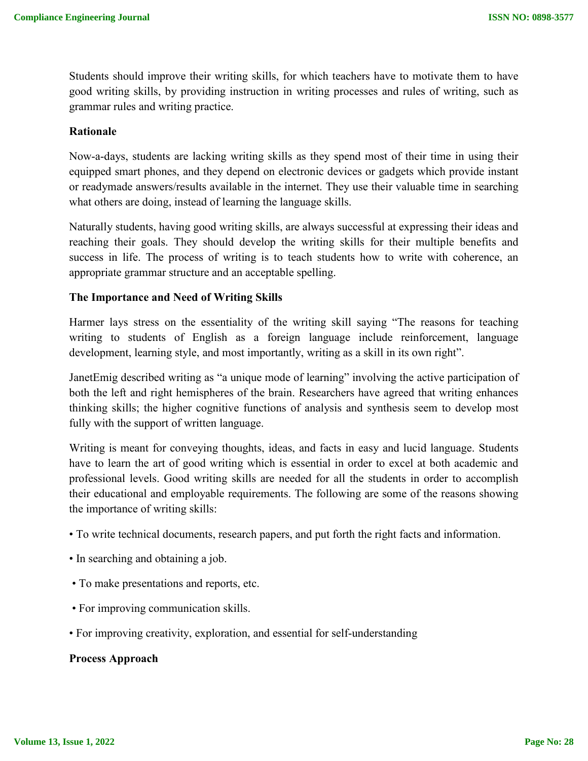Students should improve their writing skills, for which teachers have to motivate them to have good writing skills, by providing instruction in writing processes and rules of writing, such as grammar rules and writing practice.

## Rationale

Now-a-days, students are lacking writing skills as they spend most of their time in using their equipped smart phones, and they depend on electronic devices or gadgets which provide instant or readymade answers/results available in the internet. They use their valuable time in searching what others are doing, instead of learning the language skills.

Naturally students, having good writing skills, are always successful at expressing their ideas and reaching their goals. They should develop the writing skills for their multiple benefits and success in life. The process of writing is to teach students how to write with coherence, an appropriate grammar structure and an acceptable spelling.

## The Importance and Need of Writing Skills

Harmer lays stress on the essentiality of the writing skill saying "The reasons for teaching writing to students of English as a foreign language include reinforcement, language development, learning style, and most importantly, writing as a skill in its own right".

JanetEmig described writing as "a unique mode of learning" involving the active participation of both the left and right hemispheres of the brain. Researchers have agreed that writing enhances thinking skills; the higher cognitive functions of analysis and synthesis seem to develop most fully with the support of written language.

Writing is meant for conveying thoughts, ideas, and facts in easy and lucid language. Students have to learn the art of good writing which is essential in order to excel at both academic and professional levels. Good writing skills are needed for all the students in order to accomplish their educational and employable requirements. The following are some of the reasons showing the importance of writing skills:

- To write technical documents, research papers, and put forth the right facts and information.
- In searching and obtaining a job.
- To make presentations and reports, etc.
- For improving communication skills.
- For improving creativity, exploration, and essential for self-understanding

## Process Approach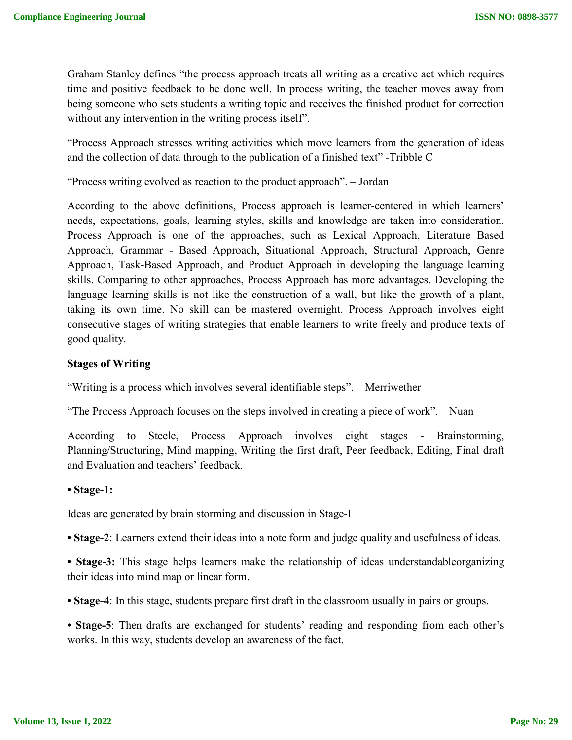Graham Stanley defines “the process approach treats all writing as a creative act which requires time and positive feedback to be done well. In process writing, the teacher moves away from being someone who sets students a writing topic and receives the finished product for correction without any intervention in the writing process itself”.

“Process Approach stresses writing activities which move learners from the generation of ideas and the collection of data through to the publication of a finished text” -Tribble C

“Process writing evolved as reaction to the product approach”. – Jordan

According to the above definitions, Process approach is learner-centered in which learners' needs, expectations, goals, learning styles, skills and knowledge are taken into consideration. Process Approach is one of the approaches, such as Lexical Approach, Literature Based Approach, Grammar - Based Approach, Situational Approach, Structural Approach, Genre Approach, Task-Based Approach, and Product Approach in developing the language learning skills. Comparing to other approaches, Process Approach has more advantages. Developing the language learning skills is not like the construction of a wall, but like the growth of a plant, taking its own time. No skill can be mastered overnight. Process Approach involves eight consecutive stages of writing strategies that enable learners to write freely and produce texts of good quality.

**Stages of Writing**

“Writing is a process which involves several identifiable steps”. – Merriwether

“The Process Approach focuses on the steps involved in creating a piece of work”. – Nuan

According to Steele, Process Approach involves eight stages - Brainstorming, Planning/Structuring, Mind mapping, Writing the first draft, Peer feedback, Editing, Final draft and Evaluation and teachers' feedback.

- **Stage-1:**

Ideas are generated by brain storming and discussion in Stage-I

- **Stage-2**: Learners extend their ideas into a note form and judge quality and usefulness of ideas.

- **Stage-3:** This stage helps learners make the relationship of ideas understandableorganizing their ideas into mind map or linear form.

- **Stage-4**: In this stage, students prepare first draft in the classroom usually in pairs or groups.

- **Stage-5**: Then drafts are exchanged for students' reading and responding from each other's works. In this way, students develop an awareness of the fact.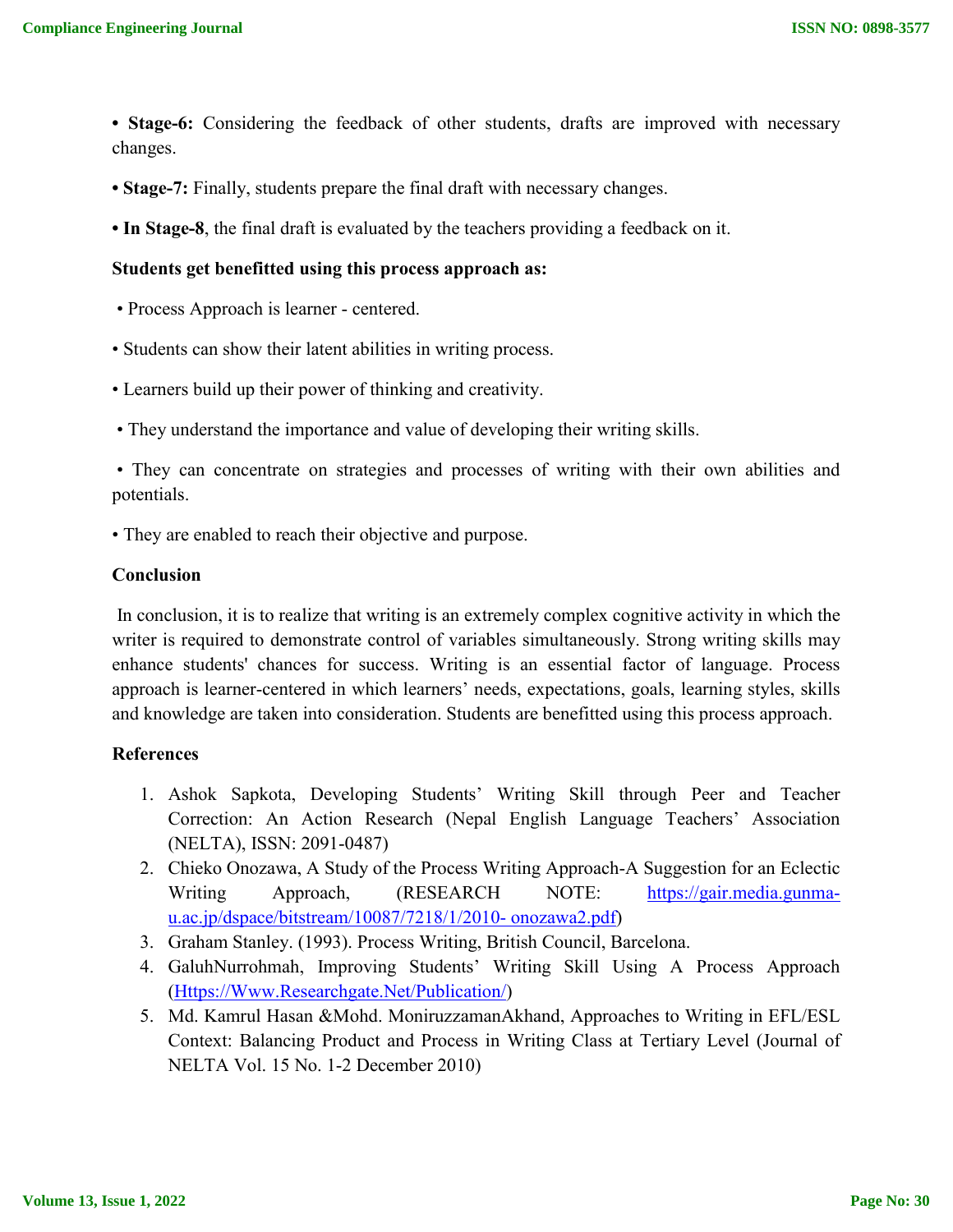• **Stage-6:** Considering the feedback of other students, drafts are improved with necessary changes.

• **Stage-7:** Finally, students prepare the final draft with necessary changes.

• **In Stage-8**, the final draft is evaluated by the teachers providing a feedback on it.

**Students get benefitted using this process approach as:**

• Process Approach is learner - centered.

• Students can show their latent abilities in writing process.

• Learners build up their power of thinking and creativity.

• They understand the importance and value of developing their writing skills.

• They can concentrate on strategies and processes of writing with their own abilities and potentials.

• They are enabled to reach their objective and purpose.

**Conclusion**

In conclusion, it is to realize that writing is an extremely complex cognitive activity in which the writer is required to demonstrate control of variables simultaneously. Strong writing skills may enhance students' chances for success. Writing is an essential factor of language. Process approach is learner-centered in which learners' needs, expectations, goals, learning styles, skills and knowledge are taken into consideration. Students are benefitted using this process approach.

**References**

1. Ashok Sapkota, Developing Students' Writing Skill through Peer and Teacher Correction: An Action Research (Nepal English Language Teachers' Association (NELTA), ISSN: 2091-0487)
2. Chieko Onozawa, A Study of the Process Writing Approach-A Suggestion for an Eclectic Writing Approach, (RESEARCH NOTE: https://gair.media.gunma-u.ac.jp/dspace/bitstream/10087/7218/1/2010- onozawa2.pdf)
3. Graham Stanley. (1993). Process Writing, British Council, Barcelona.
4. GaluhNurrohmah, Improving Students' Writing Skill Using A Process Approach (Https://Www.Researchgate.Net/Publication/)
5. Md. Kamrul Hasan &Mohd. MoniruzzamanAkhand, Approaches to Writing in EFL/ESL Context: Balancing Product and Process in Writing Class at Tertiary Level (Journal of NELTA Vol. 15 No. 1-2 December 2010)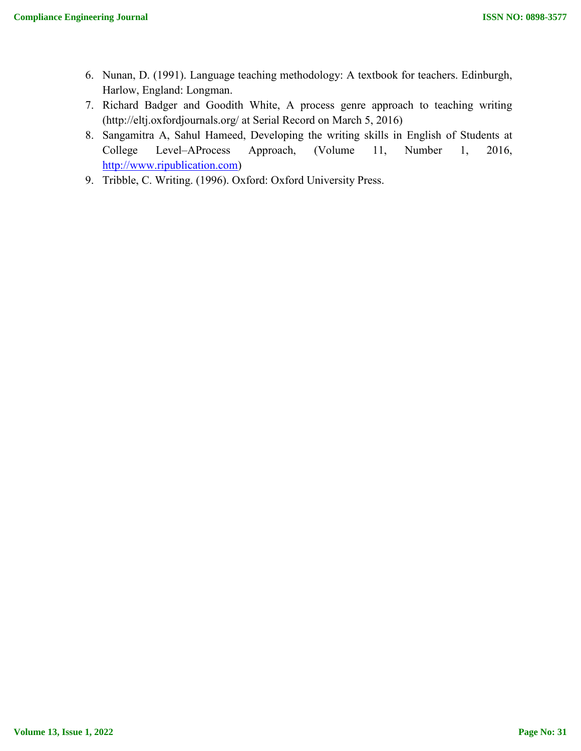6. Nunan, D. (1991). Language teaching methodology: A textbook for teachers. Edinburgh, Harlow, England: Longman.
7. Richard Badger and Goodith White, A process genre approach to teaching writing (http://eltj.oxfordjournals.org/ at Serial Record on March 5, 2016)
8. Sangamitra A, Sahul Hameed, Developing the writing skills in English of Students at College Level–AProcess Approach, (Volume 11, Number 1, 2016, http://www.ripublication.com)
9. Tribble, C. Writing. (1996). Oxford: Oxford University Press.